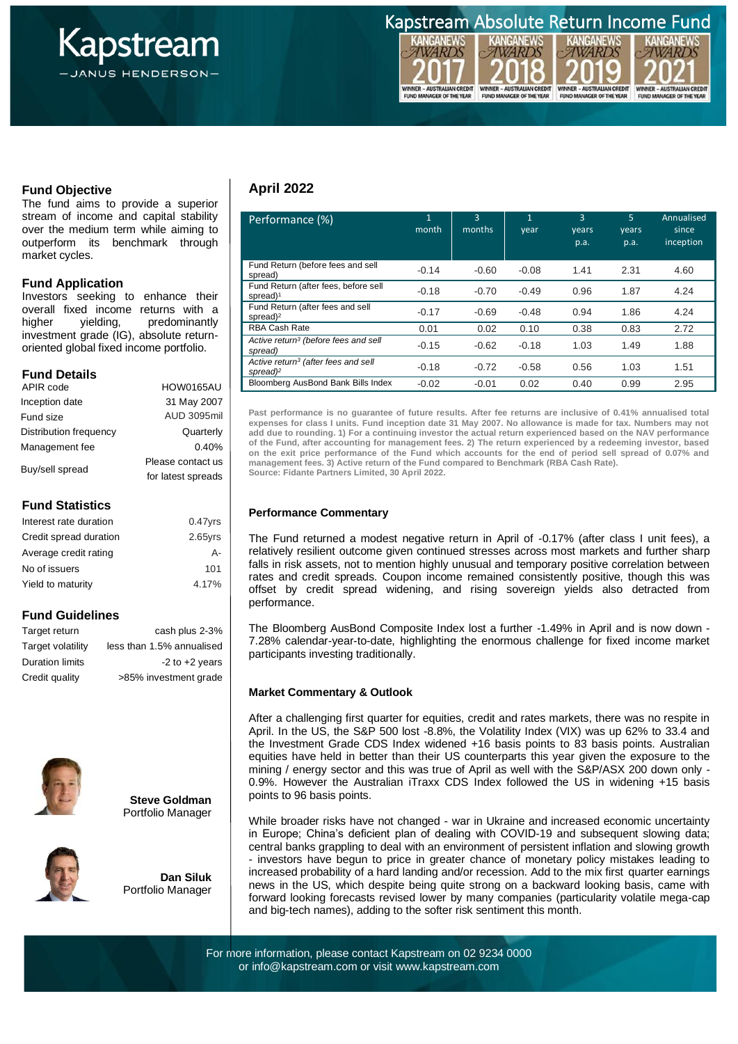# Kapstream Absolute Return Income Fund

Kapstream — JANUS HENDERSON —

KANGANEWS AWARDS 2017 WINNER – AUSTRALIAN CREDIT FUND MANAGER OF THE YEAR
KANGANEWS AWARDS 2018 WINNER – AUSTRALIAN CREDIT FUND MANAGER OF THE YEAR
KANGANEWS AWARDS 2019 WINNER – AUSTRALIAN CREDIT FUND MANAGER OF THE YEAR
KANGANEWS AWARDS 2021 WINNER – AUSTRALIAN CREDIT FUND MANAGER OF THE YEAR

## Fund Objective

The fund aims to provide a superior stream of income and capital stability over the medium term while aiming to outperform its benchmark through market cycles.

## Fund Application

Investors seeking to enhance their overall fixed income returns with a higher yielding, predominantly investment grade (IG), absolute return-oriented global fixed income portfolio.

## Fund Details

| | |
|---|---|
| APIR code | HOW0165AU |
| Inception date | 31 May 2007 |
| Fund size | AUD 3095mil |
| Distribution frequency | Quarterly |
| Management fee | 0.40% |
| Buy/sell spread | Please contact us for latest spreads |

## Fund Statistics

| | |
|---|---|
| Interest rate duration | 0.47yrs |
| Credit spread duration | 2.65yrs |
| Average credit rating | A- |
| No of issuers | 101 |
| Yield to maturity | 4.17% |

## Fund Guidelines

| | |
|---|---|
| Target return | cash plus 2-3% |
| Target volatility | less than 1.5% annualised |
| Duration limits | -2 to +2 years |
| Credit quality | >85% investment grade |

**Steve Goldman**
Portfolio Manager

**Dan Siluk**
Portfolio Manager

## April 2022

| Performance (%) | 1 month | 3 months | 1 year | 3 years p.a. | 5 years p.a. | Annualised since inception |
|---|---|---|---|---|---|---|
| Fund Return (before fees and sell spread) | -0.14 | -0.60 | -0.08 | 1.41 | 2.31 | 4.60 |
| Fund Return (after fees, before sell spread)[1] | -0.18 | -0.70 | -0.49 | 0.96 | 1.87 | 4.24 |
| Fund Return (after fees and sell spread)[2] | -0.17 | -0.69 | -0.48 | 0.94 | 1.86 | 4.24 |
| RBA Cash Rate | 0.01 | 0.02 | 0.10 | 0.38 | 0.83 | 2.72 |
| *Active return[3] (before fees and sell spread)* | -0.15 | -0.62 | -0.18 | 1.03 | 1.49 | 1.88 |
| *Active return[3] (after fees and sell spread)[2]* | -0.18 | -0.72 | -0.58 | 0.56 | 1.03 | 1.51 |
| Bloomberg AusBond Bank Bills Index | -0.02 | -0.01 | 0.02 | 0.40 | 0.99 | 2.95 |

**Past performance is no guarantee of future results. After fee returns are inclusive of 0.41% annualised total expenses for class I units. Fund inception date 31 May 2007. No allowance is made for tax. Numbers may not add due to rounding. 1) For a continuing investor the actual return experienced based on the NAV performance of the Fund, after accounting for management fees. 2) The return experienced by a redeeming investor, based on the exit price performance of the Fund which accounts for the end of period sell spread of 0.07% and management fees. 3) Active return of the Fund compared to Benchmark (RBA Cash Rate).**
**Source: Fidante Partners Limited, 30 April 2022.**

### Performance Commentary

The Fund returned a modest negative return in April of -0.17% (after class I unit fees), a relatively resilient outcome given continued stresses across most markets and further sharp falls in risk assets, not to mention highly unusual and temporary positive correlation between rates and credit spreads. Coupon income remained consistently positive, though this was offset by credit spread widening, and rising sovereign yields also detracted from performance.

The Bloomberg AusBond Composite Index lost a further -1.49% in April and is now down -7.28% calendar-year-to-date, highlighting the enormous challenge for fixed income market participants investing traditionally.

### Market Commentary & Outlook

After a challenging first quarter for equities, credit and rates markets, there was no respite in April. In the US, the S&P 500 lost -8.8%, the Volatility Index (VIX) was up 62% to 33.4 and the Investment Grade CDS Index widened +16 basis points to 83 basis points. Australian equities have held in better than their US counterparts this year given the exposure to the mining / energy sector and this was true of April as well with the S&P/ASX 200 down only -0.9%. However the Australian iTraxx CDS Index followed the US in widening +15 basis points to 96 basis points.

While broader risks have not changed - war in Ukraine and increased economic uncertainty in Europe; China's deficient plan of dealing with COVID-19 and subsequent slowing data; central banks grappling to deal with an environment of persistent inflation and slowing growth - investors have begun to price in greater chance of monetary policy mistakes leading to increased probability of a hard landing and/or recession. Add to the mix first quarter earnings news in the US, which despite being quite strong on a backward looking basis, came with forward looking forecasts revised lower by many companies (particularity volatile mega-cap and big-tech names), adding to the softer risk sentiment this month.

For more information, please contact Kapstream on 02 9234 0000 or info@kapstream.com or visit www.kapstream.com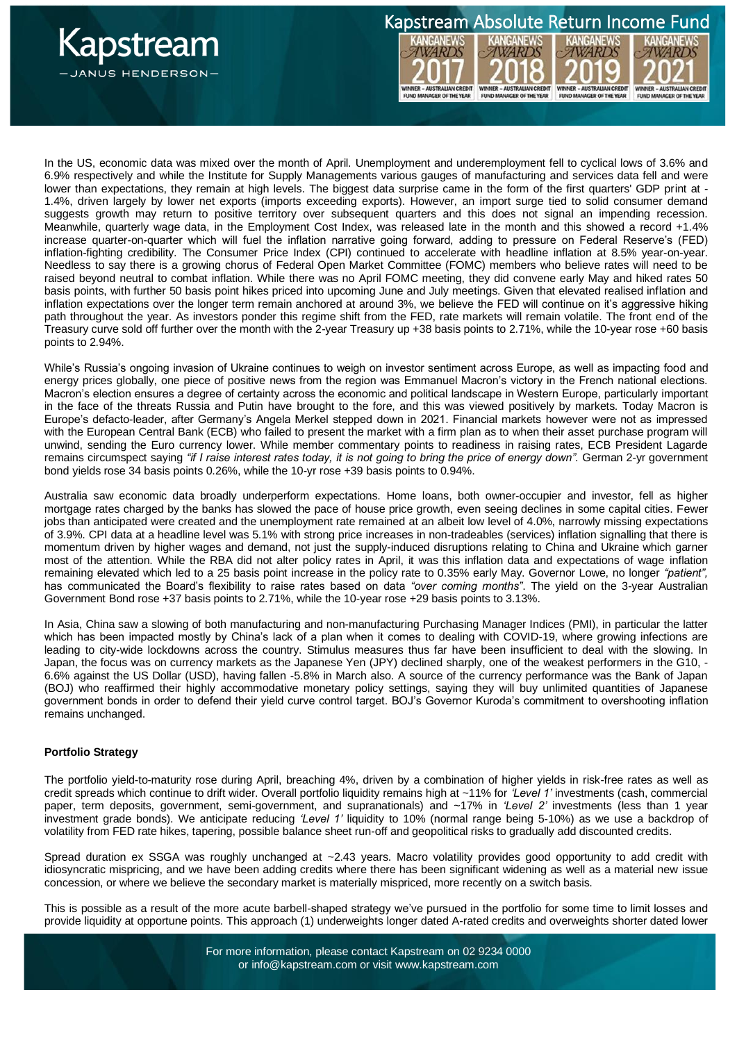In the US, economic data was mixed over the month of April. Unemployment and underemployment fell to cyclical lows of 3.6% and 6.9% respectively and while the Institute for Supply Managements various gauges of manufacturing and services data fell and were lower than expectations, they remain at high levels. The biggest data surprise came in the form of the first quarters' GDP print at -1.4%, driven largely by lower net exports (imports exceeding exports). However, an import surge tied to solid consumer demand suggests growth may return to positive territory over subsequent quarters and this does not signal an impending recession. Meanwhile, quarterly wage data, in the Employment Cost Index, was released late in the month and this showed a record +1.4% increase quarter-on-quarter which will fuel the inflation narrative going forward, adding to pressure on Federal Reserve's (FED) inflation-fighting credibility. The Consumer Price Index (CPI) continued to accelerate with headline inflation at 8.5% year-on-year. Needless to say there is a growing chorus of Federal Open Market Committee (FOMC) members who believe rates will need to be raised beyond neutral to combat inflation. While there was no April FOMC meeting, they did convene early May and hiked rates 50 basis points, with further 50 basis point hikes priced into upcoming June and July meetings. Given that elevated realised inflation and inflation expectations over the longer term remain anchored at around 3%, we believe the FED will continue on it's aggressive hiking path throughout the year. As investors ponder this regime shift from the FED, rate markets will remain volatile. The front end of the Treasury curve sold off further over the month with the 2-year Treasury up +38 basis points to 2.71%, while the 10-year rose +60 basis points to 2.94%.

While's Russia's ongoing invasion of Ukraine continues to weigh on investor sentiment across Europe, as well as impacting food and energy prices globally, one piece of positive news from the region was Emmanuel Macron's victory in the French national elections. Macron's election ensures a degree of certainty across the economic and political landscape in Western Europe, particularly important in the face of the threats Russia and Putin have brought to the fore, and this was viewed positively by markets. Today Macron is Europe's defacto-leader, after Germany's Angela Merkel stepped down in 2021. Financial markets however were not as impressed with the European Central Bank (ECB) who failed to present the market with a firm plan as to when their asset purchase program will unwind, sending the Euro currency lower. While member commentary points to readiness in raising rates, ECB President Lagarde remains circumspect saying *"if I raise interest rates today, it is not going to bring the price of energy down".* German 2-yr government bond yields rose 34 basis points 0.26%, while the 10-yr rose +39 basis points to 0.94%.

Australia saw economic data broadly underperform expectations. Home loans, both owner-occupier and investor, fell as higher mortgage rates charged by the banks has slowed the pace of house price growth, even seeing declines in some capital cities. Fewer jobs than anticipated were created and the unemployment rate remained at an albeit low level of 4.0%, narrowly missing expectations of 3.9%. CPI data at a headline level was 5.1% with strong price increases in non-tradeables (services) inflation signalling that there is momentum driven by higher wages and demand, not just the supply-induced disruptions relating to China and Ukraine which garner most of the attention. While the RBA did not alter policy rates in April, it was this inflation data and expectations of wage inflation remaining elevated which led to a 25 basis point increase in the policy rate to 0.35% early May. Governor Lowe, no longer *"patient",* has communicated the Board's flexibility to raise rates based on data *"over coming months"*. The yield on the 3-year Australian Government Bond rose +37 basis points to 2.71%, while the 10-year rose +29 basis points to 3.13%.

In Asia, China saw a slowing of both manufacturing and non-manufacturing Purchasing Manager Indices (PMI), in particular the latter which has been impacted mostly by China's lack of a plan when it comes to dealing with COVID-19, where growing infections are leading to city-wide lockdowns across the country. Stimulus measures thus far have been insufficient to deal with the slowing. In Japan, the focus was on currency markets as the Japanese Yen (JPY) declined sharply, one of the weakest performers in the G10, -6.6% against the US Dollar (USD), having fallen -5.8% in March also. A source of the currency performance was the Bank of Japan (BOJ) who reaffirmed their highly accommodative monetary policy settings, saying they will buy unlimited quantities of Japanese government bonds in order to defend their yield curve control target. BOJ's Governor Kuroda's commitment to overshooting inflation remains unchanged.

**Portfolio Strategy**

The portfolio yield-to-maturity rose during April, breaching 4%, driven by a combination of higher yields in risk-free rates as well as credit spreads which continue to drift wider. Overall portfolio liquidity remains high at ~11% for *'Level 1'* investments (cash, commercial paper, term deposits, government, semi-government, and supranationals) and ~17% in *'Level 2'* investments (less than 1 year investment grade bonds). We anticipate reducing *'Level 1'* liquidity to 10% (normal range being 5-10%) as we use a backdrop of volatility from FED rate hikes, tapering, possible balance sheet run-off and geopolitical risks to gradually add discounted credits.

Spread duration ex SSGA was roughly unchanged at ~2.43 years. Macro volatility provides good opportunity to add credit with idiosyncratic mispricing, and we have been adding credits where there has been significant widening as well as a material new issue concession, or where we believe the secondary market is materially mispriced, more recently on a switch basis.

This is possible as a result of the more acute barbell-shaped strategy we've pursued in the portfolio for some time to limit losses and provide liquidity at opportune points. This approach (1) underweights longer dated A-rated credits and overweights shorter dated lower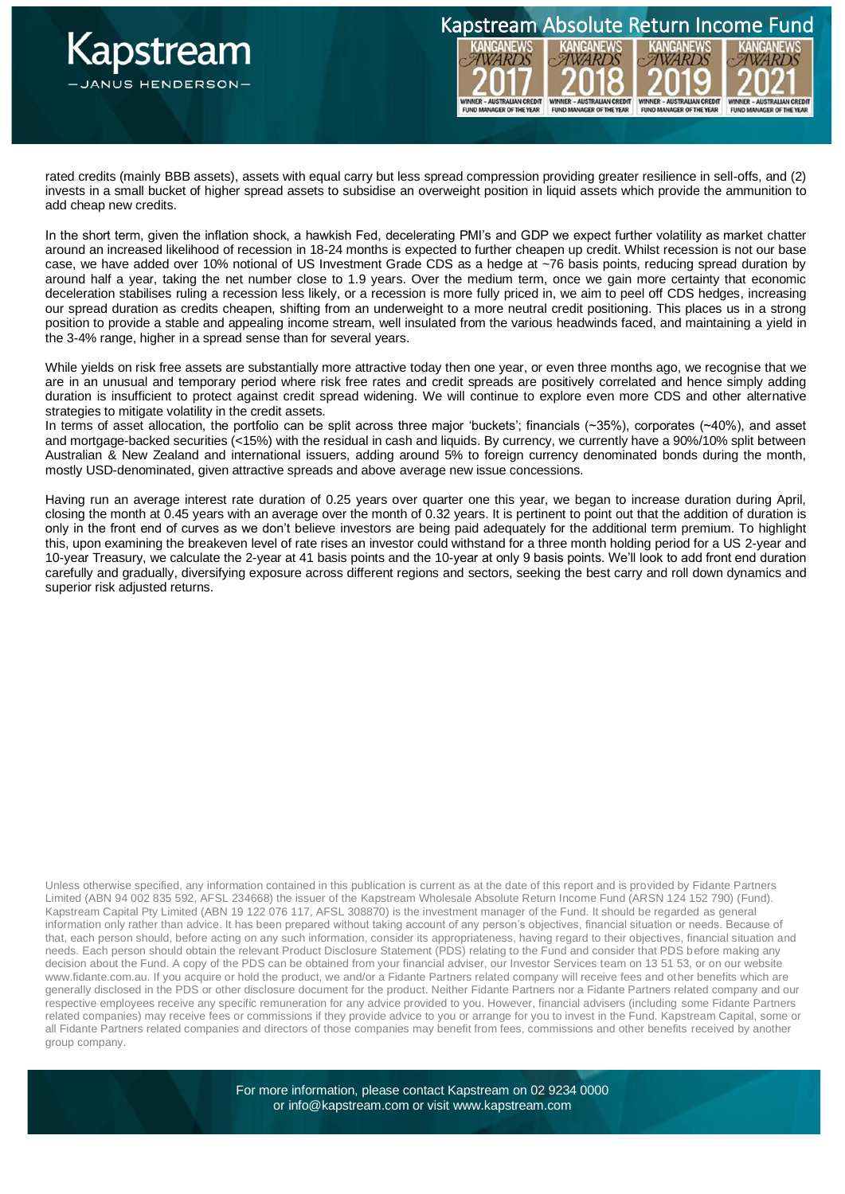rated credits (mainly BBB assets), assets with equal carry but less spread compression providing greater resilience in sell-offs, and (2) invests in a small bucket of higher spread assets to subsidise an overweight position in liquid assets which provide the ammunition to add cheap new credits.

In the short term, given the inflation shock, a hawkish Fed, decelerating PMI's and GDP we expect further volatility as market chatter around an increased likelihood of recession in 18-24 months is expected to further cheapen up credit. Whilst recession is not our base case, we have added over 10% notional of US Investment Grade CDS as a hedge at ~76 basis points, reducing spread duration by around half a year, taking the net number close to 1.9 years. Over the medium term, once we gain more certainty that economic deceleration stabilises ruling a recession less likely, or a recession is more fully priced in, we aim to peel off CDS hedges, increasing our spread duration as credits cheapen, shifting from an underweight to a more neutral credit positioning. This places us in a strong position to provide a stable and appealing income stream, well insulated from the various headwinds faced, and maintaining a yield in the 3-4% range, higher in a spread sense than for several years.

While yields on risk free assets are substantially more attractive today then one year, or even three months ago, we recognise that we are in an unusual and temporary period where risk free rates and credit spreads are positively correlated and hence simply adding duration is insufficient to protect against credit spread widening. We will continue to explore even more CDS and other alternative strategies to mitigate volatility in the credit assets.

In terms of asset allocation, the portfolio can be split across three major 'buckets'; financials (~35%), corporates (~40%), and asset and mortgage-backed securities (<15%) with the residual in cash and liquids. By currency, we currently have a 90%/10% split between Australian & New Zealand and international issuers, adding around 5% to foreign currency denominated bonds during the month, mostly USD-denominated, given attractive spreads and above average new issue concessions.

Having run an average interest rate duration of 0.25 years over quarter one this year, we began to increase duration during April, closing the month at 0.45 years with an average over the month of 0.32 years. It is pertinent to point out that the addition of duration is only in the front end of curves as we don't believe investors are being paid adequately for the additional term premium. To highlight this, upon examining the breakeven level of rate rises an investor could withstand for a three month holding period for a US 2-year and 10-year Treasury, we calculate the 2-year at 41 basis points and the 10-year at only 9 basis points. We'll look to add front end duration carefully and gradually, diversifying exposure across different regions and sectors, seeking the best carry and roll down dynamics and superior risk adjusted returns.

Unless otherwise specified, any information contained in this publication is current as at the date of this report and is provided by Fidante Partners Limited (ABN 94 002 835 592, AFSL 234668) the issuer of the Kapstream Wholesale Absolute Return Income Fund (ARSN 124 152 790) (Fund). Kapstream Capital Pty Limited (ABN 19 122 076 117, AFSL 308870) is the investment manager of the Fund. It should be regarded as general information only rather than advice. It has been prepared without taking account of any person's objectives, financial situation or needs. Because of that, each person should, before acting on any such information, consider its appropriateness, having regard to their objectives, financial situation and needs. Each person should obtain the relevant Product Disclosure Statement (PDS) relating to the Fund and consider that PDS before making any decision about the Fund. A copy of the PDS can be obtained from your financial adviser, our Investor Services team on 13 51 53, or on our website www.fidante.com.au. If you acquire or hold the product, we and/or a Fidante Partners related company will receive fees and other benefits which are generally disclosed in the PDS or other disclosure document for the product. Neither Fidante Partners nor a Fidante Partners related company and our respective employees receive any specific remuneration for any advice provided to you. However, financial advisers (including some Fidante Partners related companies) may receive fees or commissions if they provide advice to you or arrange for you to invest in the Fund. Kapstream Capital, some or all Fidante Partners related companies and directors of those companies may benefit from fees, commissions and other benefits received by another group company.

For more information, please contact Kapstream on 02 9234 0000
or info@kapstream.com or visit www.kapstream.com